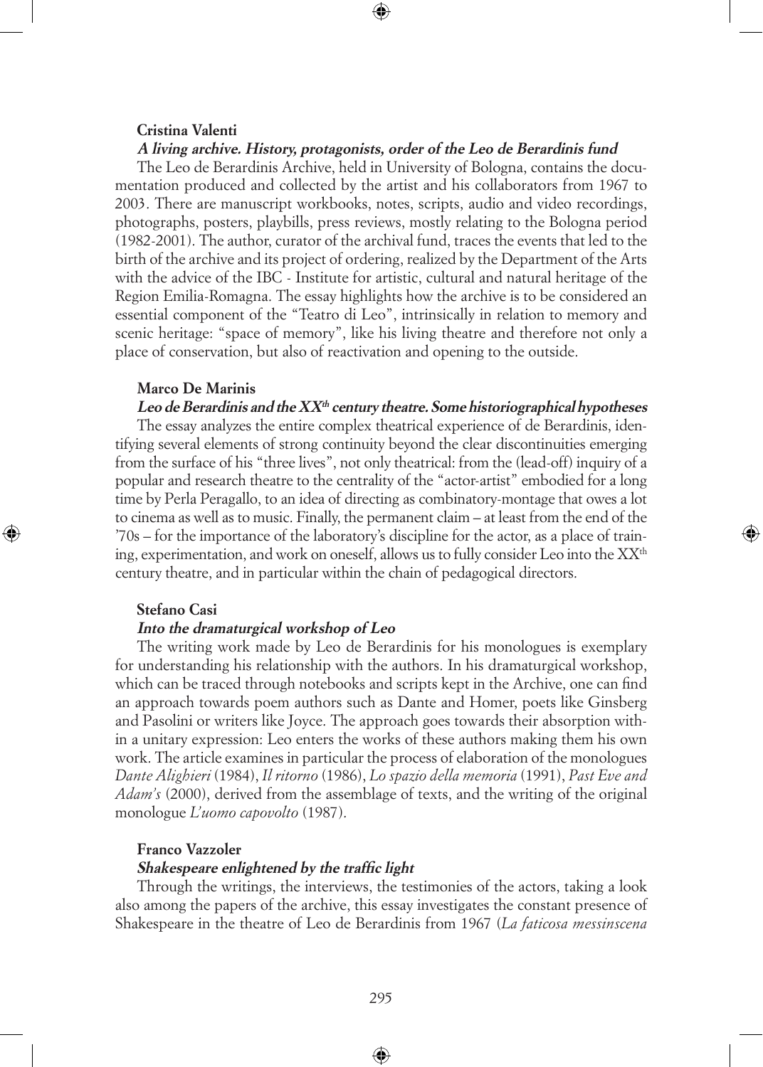**Cristina Valenti**

***A living archive. History, protagonists, order of the Leo de Berardinis fund***

The Leo de Berardinis Archive, held in University of Bologna, contains the documentation produced and collected by the artist and his collaborators from 1967 to 2003. There are manuscript workbooks, notes, scripts, audio and video recordings, photographs, posters, playbills, press reviews, mostly relating to the Bologna period (1982-2001). The author, curator of the archival fund, traces the events that led to the birth of the archive and its project of ordering, realized by the Department of the Arts with the advice of the IBC - Institute for artistic, cultural and natural heritage of the Region Emilia-Romagna. The essay highlights how the archive is to be considered an essential component of the "Teatro di Leo", intrinsically in relation to memory and scenic heritage: "space of memory", like his living theatre and therefore not only a place of conservation, but also of reactivation and opening to the outside.

**Marco De Marinis**

***Leo de Berardinis and the XX<sup>th</sup> century theatre. Some historiographical hypotheses***

The essay analyzes the entire complex theatrical experience of de Berardinis, identifying several elements of strong continuity beyond the clear discontinuities emerging from the surface of his "three lives", not only theatrical: from the (lead-off) inquiry of a popular and research theatre to the centrality of the "actor-artist" embodied for a long time by Perla Peragallo, to an idea of directing as combinatory-montage that owes a lot to cinema as well as to music. Finally, the permanent claim – at least from the end of the '70s – for the importance of the laboratory's discipline for the actor, as a place of training, experimentation, and work on oneself, allows us to fully consider Leo into the XX<sup>th</sup> century theatre, and in particular within the chain of pedagogical directors.

**Stefano Casi**

***Into the dramaturgical workshop of Leo***

The writing work made by Leo de Berardinis for his monologues is exemplary for understanding his relationship with the authors. In his dramaturgical workshop, which can be traced through notebooks and scripts kept in the Archive, one can find an approach towards poem authors such as Dante and Homer, poets like Ginsberg and Pasolini or writers like Joyce. The approach goes towards their absorption within a unitary expression: Leo enters the works of these authors making them his own work. The article examines in particular the process of elaboration of the monologues *Dante Alighieri* (1984), *Il ritorno* (1986), *Lo spazio della memoria* (1991), *Past Eve and Adam's* (2000), derived from the assemblage of texts, and the writing of the original monologue *L'uomo capovolto* (1987).

**Franco Vazzoler**

***Shakespeare enlightened by the traffic light***

Through the writings, the interviews, the testimonies of the actors, taking a look also among the papers of the archive, this essay investigates the constant presence of Shakespeare in the theatre of Leo de Berardinis from 1967 (*La faticosa messinscena*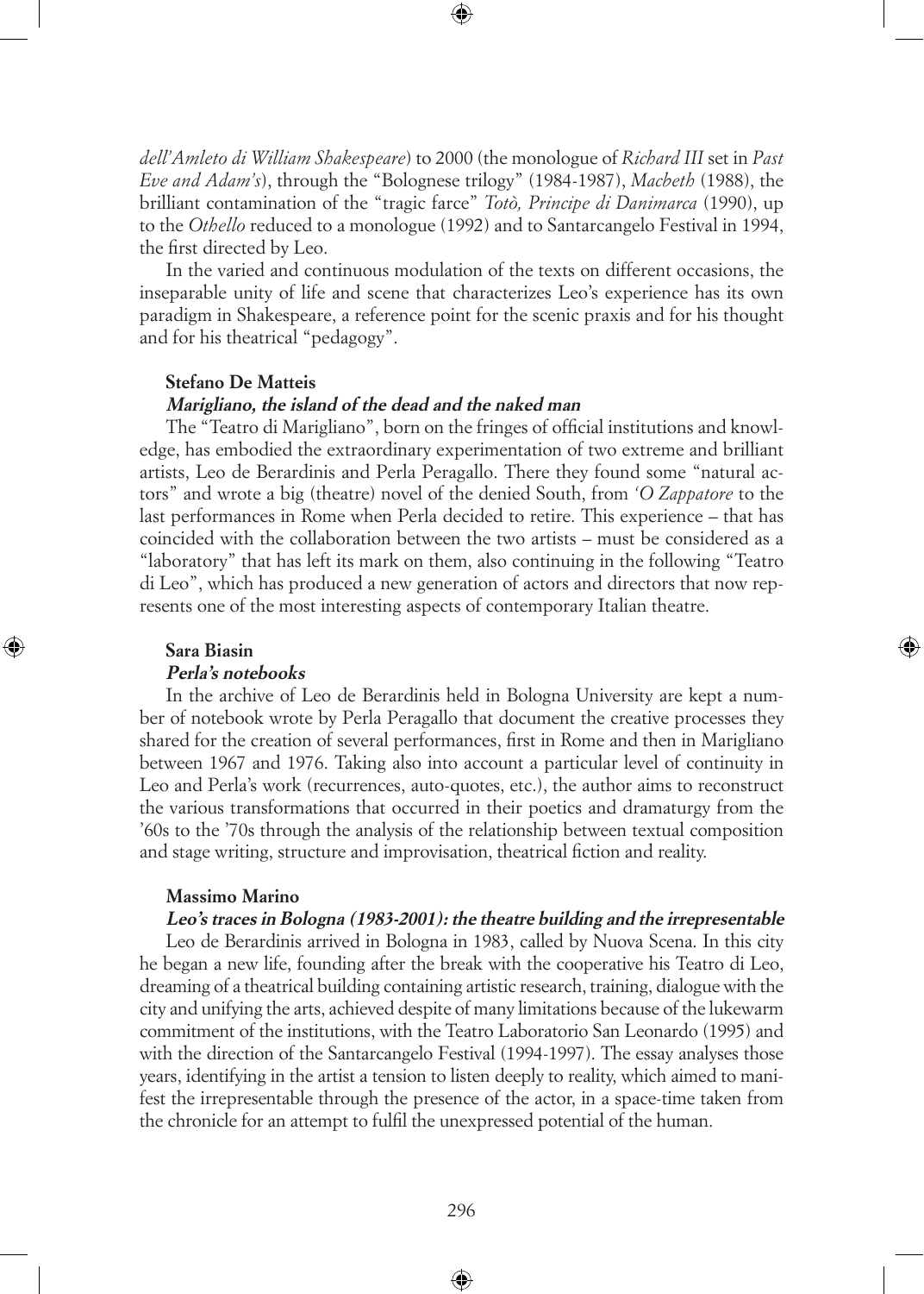*dell'Amleto di William Shakespeare*) to 2000 (the monologue of *Richard III* set in *Past Eve and Adam's*), through the "Bolognese trilogy" (1984-1987), *Macbeth* (1988), the brilliant contamination of the "tragic farce" *Totò, Principe di Danimarca* (1990), up to the *Othello* reduced to a monologue (1992) and to Santarcangelo Festival in 1994, the first directed by Leo.

In the varied and continuous modulation of the texts on different occasions, the inseparable unity of life and scene that characterizes Leo's experience has its own paradigm in Shakespeare, a reference point for the scenic praxis and for his thought and for his theatrical "pedagogy".

**Stefano De Matteis**

***Marigliano, the island of the dead and the naked man***

The "Teatro di Marigliano", born on the fringes of official institutions and knowledge, has embodied the extraordinary experimentation of two extreme and brilliant artists, Leo de Berardinis and Perla Peragallo. There they found some "natural actors" and wrote a big (theatre) novel of the denied South, from *'O Zappatore* to the last performances in Rome when Perla decided to retire. This experience – that has coincided with the collaboration between the two artists – must be considered as a "laboratory" that has left its mark on them, also continuing in the following "Teatro di Leo", which has produced a new generation of actors and directors that now represents one of the most interesting aspects of contemporary Italian theatre.

**Sara Biasin**

***Perla's notebooks***

In the archive of Leo de Berardinis held in Bologna University are kept a number of notebook wrote by Perla Peragallo that document the creative processes they shared for the creation of several performances, first in Rome and then in Marigliano between 1967 and 1976. Taking also into account a particular level of continuity in Leo and Perla's work (recurrences, auto-quotes, etc.), the author aims to reconstruct the various transformations that occurred in their poetics and dramaturgy from the '60s to the '70s through the analysis of the relationship between textual composition and stage writing, structure and improvisation, theatrical fiction and reality.

**Massimo Marino**

***Leo's traces in Bologna (1983-2001): the theatre building and the irrepresentable***

Leo de Berardinis arrived in Bologna in 1983, called by Nuova Scena. In this city he began a new life, founding after the break with the cooperative his Teatro di Leo, dreaming of a theatrical building containing artistic research, training, dialogue with the city and unifying the arts, achieved despite of many limitations because of the lukewarm commitment of the institutions, with the Teatro Laboratorio San Leonardo (1995) and with the direction of the Santarcangelo Festival (1994-1997). The essay analyses those years, identifying in the artist a tension to listen deeply to reality, which aimed to manifest the irrepresentable through the presence of the actor, in a space-time taken from the chronicle for an attempt to fulfil the unexpressed potential of the human.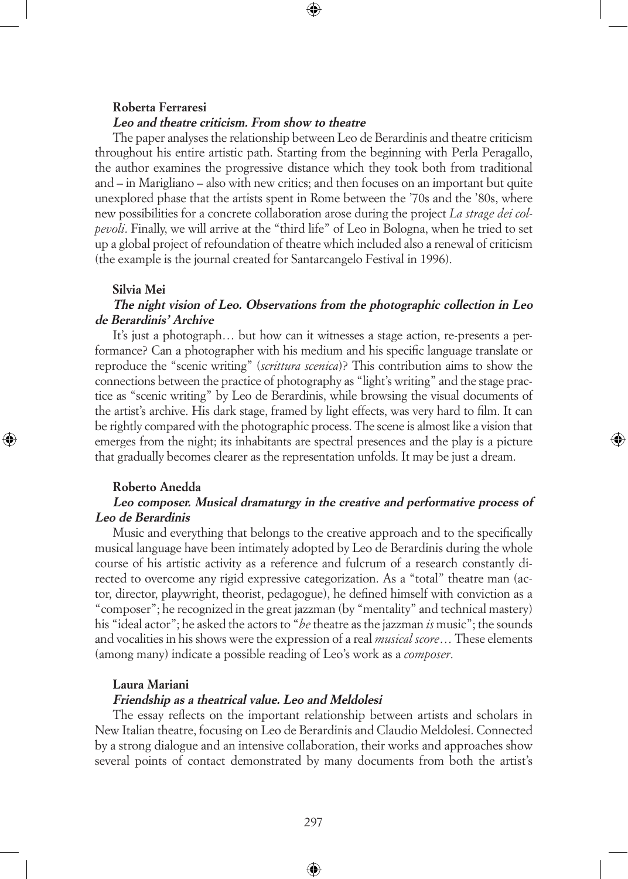**Roberta Ferraresi**

***Leo and theatre criticism. From show to theatre***

The paper analyses the relationship between Leo de Berardinis and theatre criticism throughout his entire artistic path. Starting from the beginning with Perla Peragallo, the author examines the progressive distance which they took both from traditional and – in Marigliano – also with new critics; and then focuses on an important but quite unexplored phase that the artists spent in Rome between the '70s and the '80s, where new possibilities for a concrete collaboration arose during the project *La strage dei colpevoli*. Finally, we will arrive at the "third life" of Leo in Bologna, when he tried to set up a global project of refoundation of theatre which included also a renewal of criticism (the example is the journal created for Santarcangelo Festival in 1996).

**Silvia Mei**

***The night vision of Leo. Observations from the photographic collection in Leo de Berardinis' Archive***

It's just a photograph… but how can it witnesses a stage action, re-presents a performance? Can a photographer with his medium and his specific language translate or reproduce the "scenic writing" (*scrittura scenica*)? This contribution aims to show the connections between the practice of photography as "light's writing" and the stage practice as "scenic writing" by Leo de Berardinis, while browsing the visual documents of the artist's archive. His dark stage, framed by light effects, was very hard to film. It can be rightly compared with the photographic process. The scene is almost like a vision that emerges from the night; its inhabitants are spectral presences and the play is a picture that gradually becomes clearer as the representation unfolds. It may be just a dream.

**Roberto Anedda**

***Leo composer. Musical dramaturgy in the creative and performative process of Leo de Berardinis***

Music and everything that belongs to the creative approach and to the specifically musical language have been intimately adopted by Leo de Berardinis during the whole course of his artistic activity as a reference and fulcrum of a research constantly directed to overcome any rigid expressive categorization. As a "total" theatre man (actor, director, playwright, theorist, pedagogue), he defined himself with conviction as a "composer"; he recognized in the great jazzman (by "mentality" and technical mastery) his "ideal actor"; he asked the actors to "*be* theatre as the jazzman *is* music"; the sounds and vocalities in his shows were the expression of a real *musical score*… These elements (among many) indicate a possible reading of Leo's work as a *composer*.

**Laura Mariani**

***Friendship as a theatrical value. Leo and Meldolesi***

The essay reflects on the important relationship between artists and scholars in New Italian theatre, focusing on Leo de Berardinis and Claudio Meldolesi. Connected by a strong dialogue and an intensive collaboration, their works and approaches show several points of contact demonstrated by many documents from both the artist's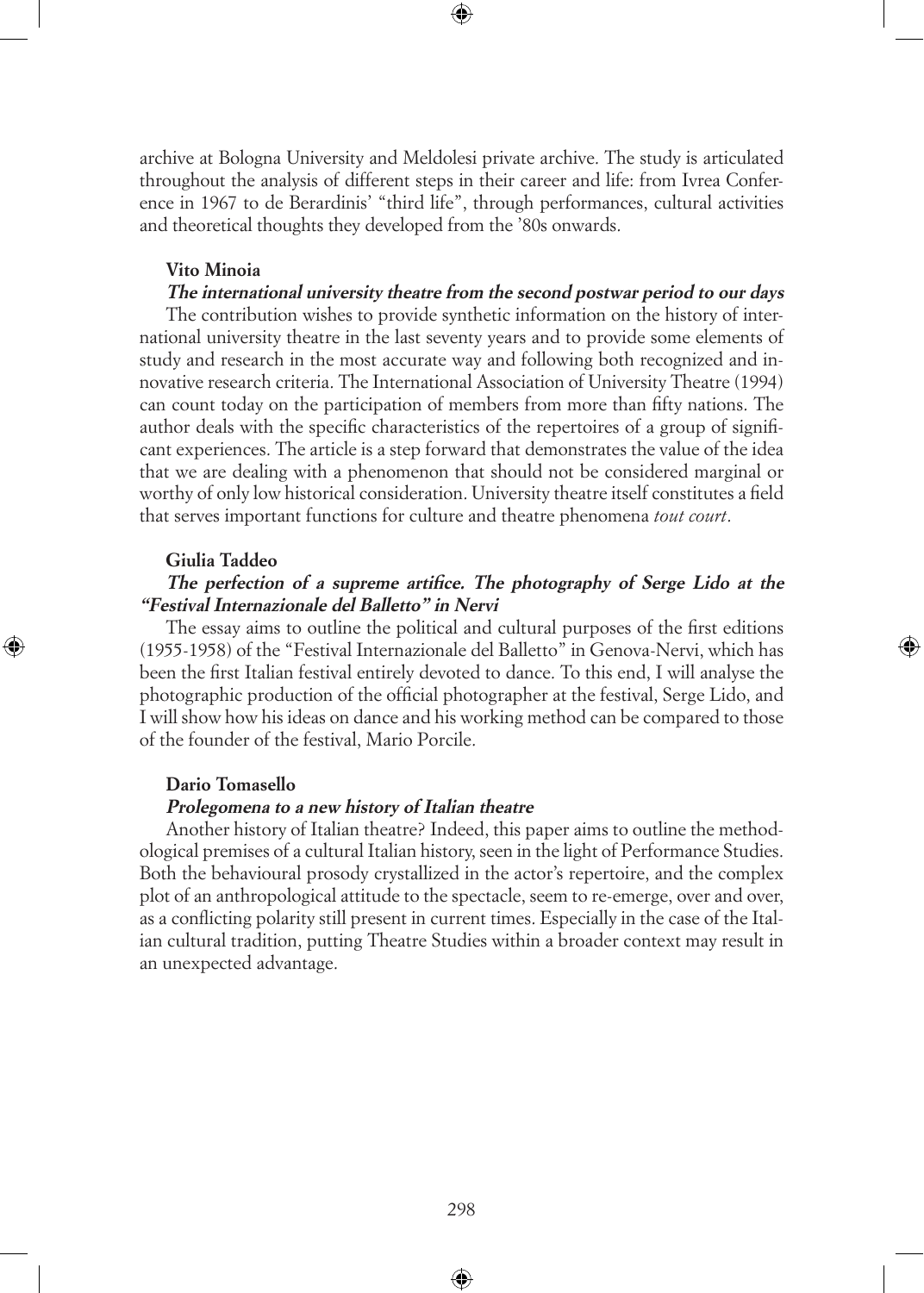archive at Bologna University and Meldolesi private archive. The study is articulated throughout the analysis of different steps in their career and life: from Ivrea Conference in 1967 to de Berardinis' "third life", through performances, cultural activities and theoretical thoughts they developed from the '80s onwards.

**Vito Minoia**

***The international university theatre from the second postwar period to our days***

The contribution wishes to provide synthetic information on the history of international university theatre in the last seventy years and to provide some elements of study and research in the most accurate way and following both recognized and innovative research criteria. The International Association of University Theatre (1994) can count today on the participation of members from more than fifty nations. The author deals with the specific characteristics of the repertoires of a group of significant experiences. The article is a step forward that demonstrates the value of the idea that we are dealing with a phenomenon that should not be considered marginal or worthy of only low historical consideration. University theatre itself constitutes a field that serves important functions for culture and theatre phenomena *tout court*.

**Giulia Taddeo**

***The perfection of a supreme artifice. The photography of Serge Lido at the "Festival Internazionale del Balletto" in Nervi***

The essay aims to outline the political and cultural purposes of the first editions (1955-1958) of the "Festival Internazionale del Balletto" in Genova-Nervi, which has been the first Italian festival entirely devoted to dance. To this end, I will analyse the photographic production of the official photographer at the festival, Serge Lido, and I will show how his ideas on dance and his working method can be compared to those of the founder of the festival, Mario Porcile.

**Dario Tomasello**

***Prolegomena to a new history of Italian theatre***

Another history of Italian theatre? Indeed, this paper aims to outline the methodological premises of a cultural Italian history, seen in the light of Performance Studies. Both the behavioural prosody crystallized in the actor's repertoire, and the complex plot of an anthropological attitude to the spectacle, seem to re-emerge, over and over, as a conflicting polarity still present in current times. Especially in the case of the Italian cultural tradition, putting Theatre Studies within a broader context may result in an unexpected advantage.